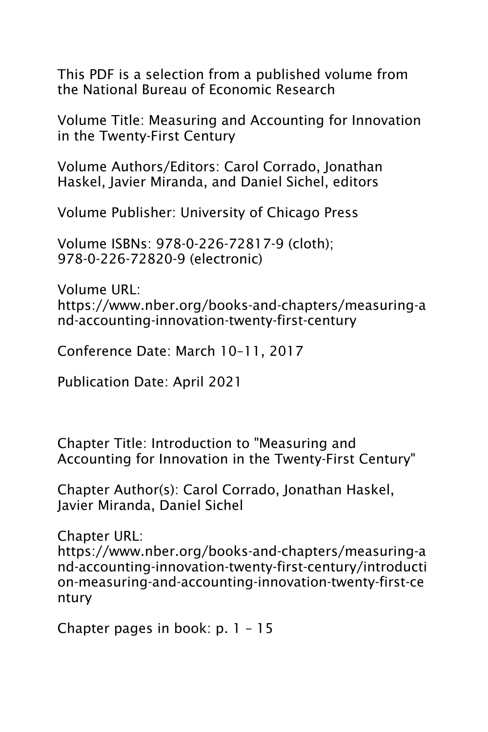This PDF is a selection from a published volume from the National Bureau of Economic Research

Volume Title: Measuring and Accounting for Innovation in the Twenty-First Century

Volume Authors/Editors: Carol Corrado, Jonathan Haskel, Javier Miranda, and Daniel Sichel, editors

Volume Publisher: University of Chicago Press

Volume ISBNs: 978-0-226-72817-9 (cloth); 978-0-226-72820-9 (electronic)

Volume URL: https://www.nber.org/books-and-chapters/measuring-and-accounting-innovation-twenty-first-century

Conference Date: March 10–11, 2017

Publication Date: April 2021

Chapter Title: Introduction to "Measuring and Accounting for Innovation in the Twenty-First Century"

Chapter Author(s): Carol Corrado, Jonathan Haskel, Javier Miranda, Daniel Sichel

Chapter URL: https://www.nber.org/books-and-chapters/measuring-and-accounting-innovation-twenty-first-century/introduction-measuring-and-accounting-innovation-twenty-first-century

Chapter pages in book: p. 1 – 15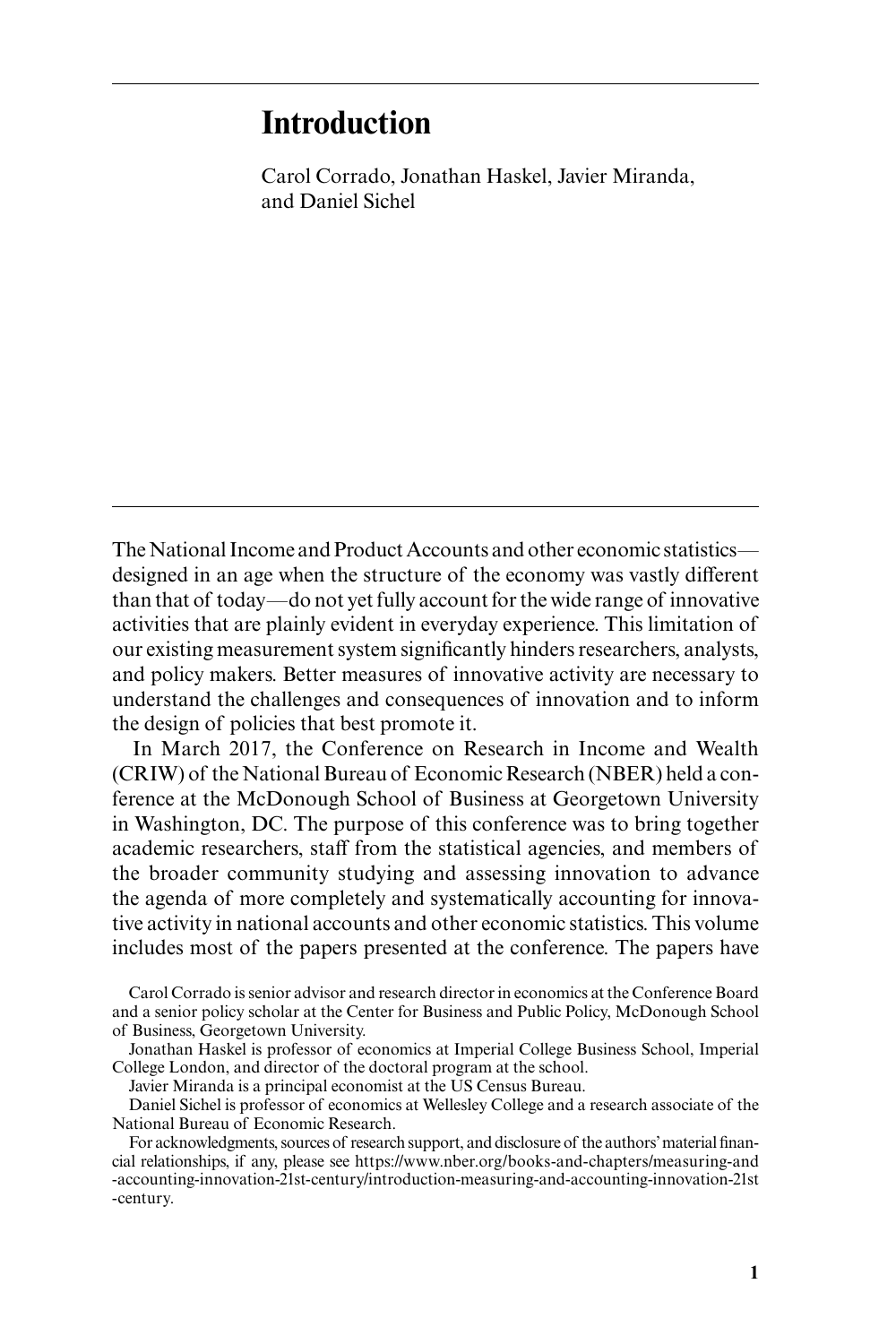# Introduction

Carol Corrado, Jonathan Haskel, Javier Miranda, and Daniel Sichel

The National Income and Product Accounts and other economic statistics—designed in an age when the structure of the economy was vastly different than that of today—do not yet fully account for the wide range of innovative activities that are plainly evident in everyday experience. This limitation of our existing measurement system significantly hinders researchers, analysts, and policy makers. Better measures of innovative activity are necessary to understand the challenges and consequences of innovation and to inform the design of policies that best promote it.

In March 2017, the Conference on Research in Income and Wealth (CRIW) of the National Bureau of Economic Research (NBER) held a conference at the McDonough School of Business at Georgetown University in Washington, DC. The purpose of this conference was to bring together academic researchers, staff from the statistical agencies, and members of the broader community studying and assessing innovation to advance the agenda of more completely and systematically accounting for innovative activity in national accounts and other economic statistics. This volume includes most of the papers presented at the conference. The papers have

Carol Corrado is senior advisor and research director in economics at the Conference Board and a senior policy scholar at the Center for Business and Public Policy, McDonough School of Business, Georgetown University.

Jonathan Haskel is professor of economics at Imperial College Business School, Imperial College London, and director of the doctoral program at the school.

Javier Miranda is a principal economist at the US Census Bureau.

Daniel Sichel is professor of economics at Wellesley College and a research associate of the National Bureau of Economic Research.

For acknowledgments, sources of research support, and disclosure of the authors' material financial relationships, if any, please see https://www.nber.org/books-and-chapters/measuring-and-accounting-innovation-21st-century/introduction-measuring-and-accounting-innovation-21st-century.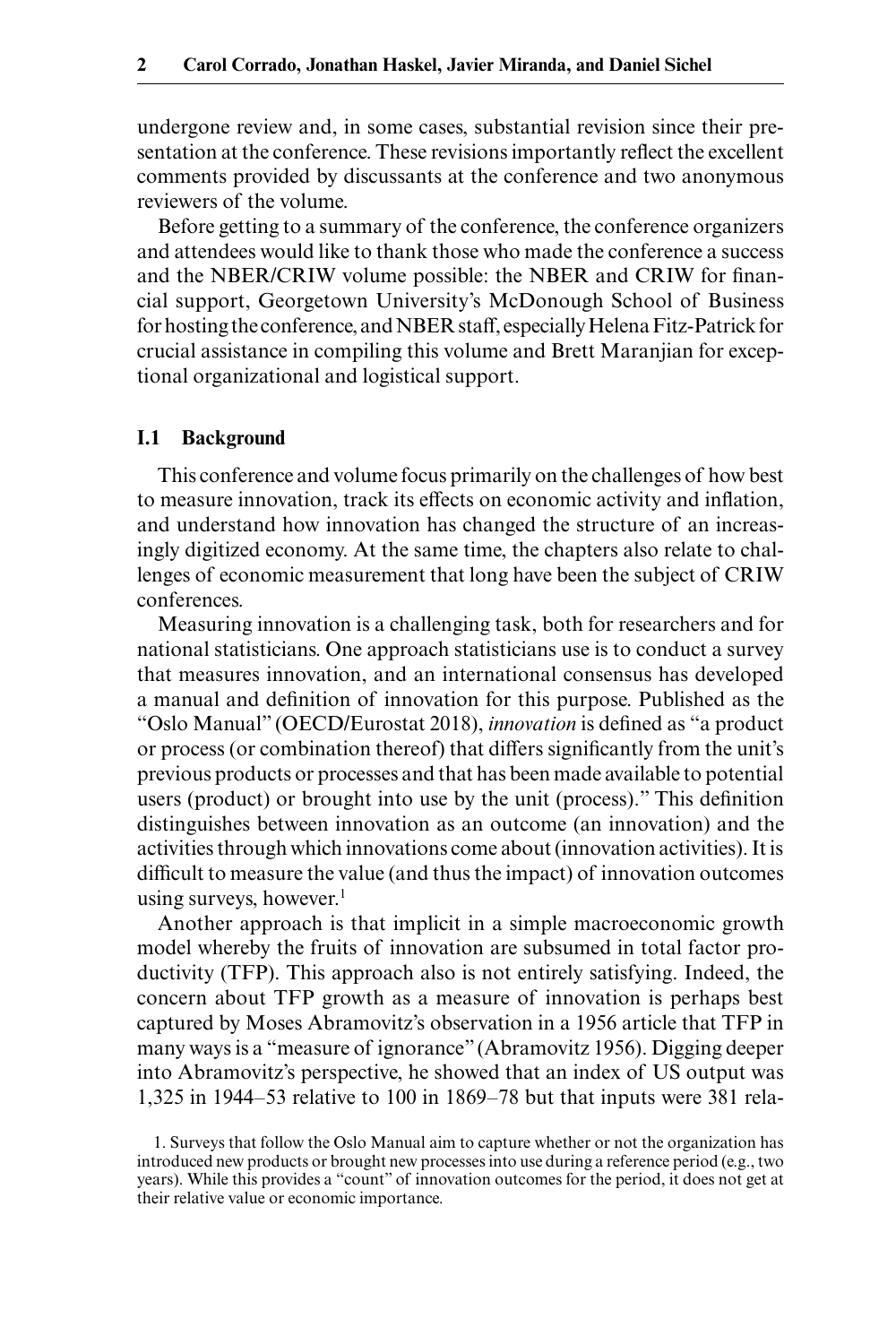undergone review and, in some cases, substantial revision since their presentation at the conference. These revisions importantly reflect the excellent comments provided by discussants at the conference and two anonymous reviewers of the volume.

Before getting to a summary of the conference, the conference organizers and attendees would like to thank those who made the conference a success and the NBER/CRIW volume possible: the NBER and CRIW for financial support, Georgetown University's McDonough School of Business for hosting the conference, and NBER staff, especially Helena Fitz-Patrick for crucial assistance in compiling this volume and Brett Maranjian for exceptional organizational and logistical support.

## I.1 Background

This conference and volume focus primarily on the challenges of how best to measure innovation, track its effects on economic activity and inflation, and understand how innovation has changed the structure of an increasingly digitized economy. At the same time, the chapters also relate to challenges of economic measurement that long have been the subject of CRIW conferences.

Measuring innovation is a challenging task, both for researchers and for national statisticians. One approach statisticians use is to conduct a survey that measures innovation, and an international consensus has developed a manual and definition of innovation for this purpose. Published as the "Oslo Manual" (OECD/Eurostat 2018), *innovation* is defined as "a product or process (or combination thereof) that differs significantly from the unit's previous products or processes and that has been made available to potential users (product) or brought into use by the unit (process)." This definition distinguishes between innovation as an outcome (an innovation) and the activities through which innovations come about (innovation activities). It is difficult to measure the value (and thus the impact) of innovation outcomes using surveys, however.[1]

Another approach is that implicit in a simple macroeconomic growth model whereby the fruits of innovation are subsumed in total factor productivity (TFP). This approach also is not entirely satisfying. Indeed, the concern about TFP growth as a measure of innovation is perhaps best captured by Moses Abramovitz's observation in a 1956 article that TFP in many ways is a "measure of ignorance" (Abramovitz 1956). Digging deeper into Abramovitz's perspective, he showed that an index of US output was 1,325 in 1944–53 relative to 100 in 1869–78 but that inputs were 381 rela-

1. Surveys that follow the Oslo Manual aim to capture whether or not the organization has introduced new products or brought new processes into use during a reference period (e.g., two years). While this provides a "count" of innovation outcomes for the period, it does not get at their relative value or economic importance.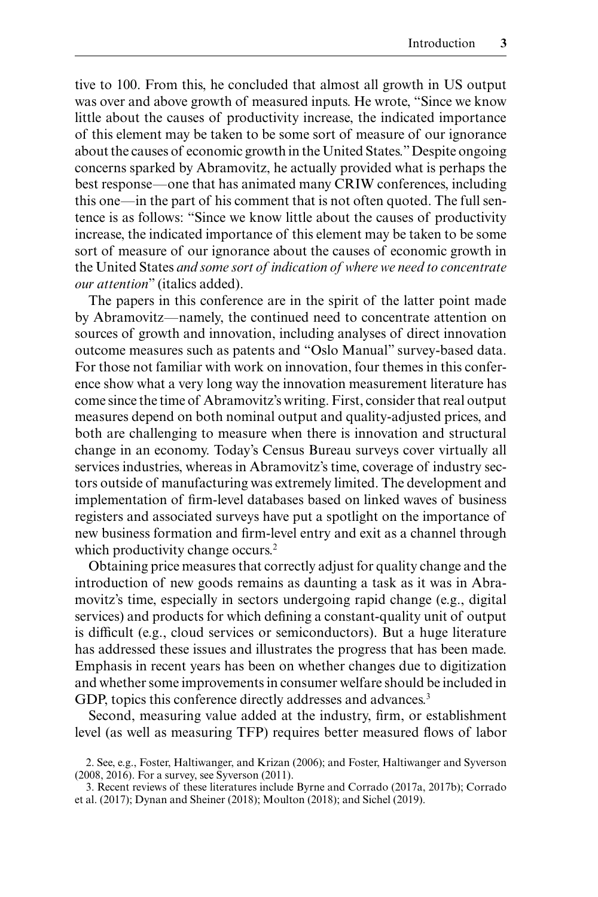tive to 100. From this, he concluded that almost all growth in US output was over and above growth of measured inputs. He wrote, "Since we know little about the causes of productivity increase, the indicated importance of this element may be taken to be some sort of measure of our ignorance about the causes of economic growth in the United States." Despite ongoing concerns sparked by Abramovitz, he actually provided what is perhaps the best response—one that has animated many CRIW conferences, including this one—in the part of his comment that is not often quoted. The full sentence is as follows: "Since we know little about the causes of productivity increase, the indicated importance of this element may be taken to be some sort of measure of our ignorance about the causes of economic growth in the United States *and some sort of indication of where we need to concentrate our attention*" (italics added).

The papers in this conference are in the spirit of the latter point made by Abramovitz—namely, the continued need to concentrate attention on sources of growth and innovation, including analyses of direct innovation outcome measures such as patents and "Oslo Manual" survey-based data. For those not familiar with work on innovation, four themes in this conference show what a very long way the innovation measurement literature has come since the time of Abramovitz's writing. First, consider that real output measures depend on both nominal output and quality-adjusted prices, and both are challenging to measure when there is innovation and structural change in an economy. Today's Census Bureau surveys cover virtually all services industries, whereas in Abramovitz's time, coverage of industry sectors outside of manufacturing was extremely limited. The development and implementation of firm-level databases based on linked waves of business registers and associated surveys have put a spotlight on the importance of new business formation and firm-level entry and exit as a channel through which productivity change occurs.[2]

Obtaining price measures that correctly adjust for quality change and the introduction of new goods remains as daunting a task as it was in Abramovitz's time, especially in sectors undergoing rapid change (e.g., digital services) and products for which defining a constant-quality unit of output is difficult (e.g., cloud services or semiconductors). But a huge literature has addressed these issues and illustrates the progress that has been made. Emphasis in recent years has been on whether changes due to digitization and whether some improvements in consumer welfare should be included in GDP, topics this conference directly addresses and advances.[3]

Second, measuring value added at the industry, firm, or establishment level (as well as measuring TFP) requires better measured flows of labor

2. See, e.g., Foster, Haltiwanger, and Krizan (2006); and Foster, Haltiwanger and Syverson (2008, 2016). For a survey, see Syverson (2011).

3. Recent reviews of these literatures include Byrne and Corrado (2017a, 2017b); Corrado et al. (2017); Dynan and Sheiner (2018); Moulton (2018); and Sichel (2019).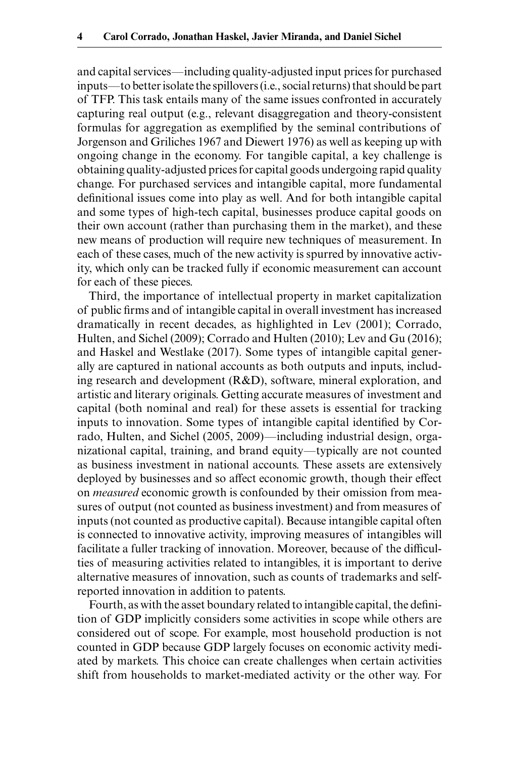and capital services—including quality-adjusted input prices for purchased inputs—to better isolate the spillovers (i.e., social returns) that should be part of TFP. This task entails many of the same issues confronted in accurately capturing real output (e.g., relevant disaggregation and theory-consistent formulas for aggregation as exemplified by the seminal contributions of Jorgenson and Griliches 1967 and Diewert 1976) as well as keeping up with ongoing change in the economy. For tangible capital, a key challenge is obtaining quality-adjusted prices for capital goods undergoing rapid quality change. For purchased services and intangible capital, more fundamental definitional issues come into play as well. And for both intangible capital and some types of high-tech capital, businesses produce capital goods on their own account (rather than purchasing them in the market), and these new means of production will require new techniques of measurement. In each of these cases, much of the new activity is spurred by innovative activity, which only can be tracked fully if economic measurement can account for each of these pieces.

Third, the importance of intellectual property in market capitalization of public firms and of intangible capital in overall investment has increased dramatically in recent decades, as highlighted in Lev (2001); Corrado, Hulten, and Sichel (2009); Corrado and Hulten (2010); Lev and Gu (2016); and Haskel and Westlake (2017). Some types of intangible capital generally are captured in national accounts as both outputs and inputs, including research and development (R&D), software, mineral exploration, and artistic and literary originals. Getting accurate measures of investment and capital (both nominal and real) for these assets is essential for tracking inputs to innovation. Some types of intangible capital identified by Corrado, Hulten, and Sichel (2005, 2009)—including industrial design, organizational capital, training, and brand equity—typically are not counted as business investment in national accounts. These assets are extensively deployed by businesses and so affect economic growth, though their effect on *measured* economic growth is confounded by their omission from measures of output (not counted as business investment) and from measures of inputs (not counted as productive capital). Because intangible capital often is connected to innovative activity, improving measures of intangibles will facilitate a fuller tracking of innovation. Moreover, because of the difficulties of measuring activities related to intangibles, it is important to derive alternative measures of innovation, such as counts of trademarks and self-reported innovation in addition to patents.

Fourth, as with the asset boundary related to intangible capital, the definition of GDP implicitly considers some activities in scope while others are considered out of scope. For example, most household production is not counted in GDP because GDP largely focuses on economic activity mediated by markets. This choice can create challenges when certain activities shift from households to market-mediated activity or the other way. For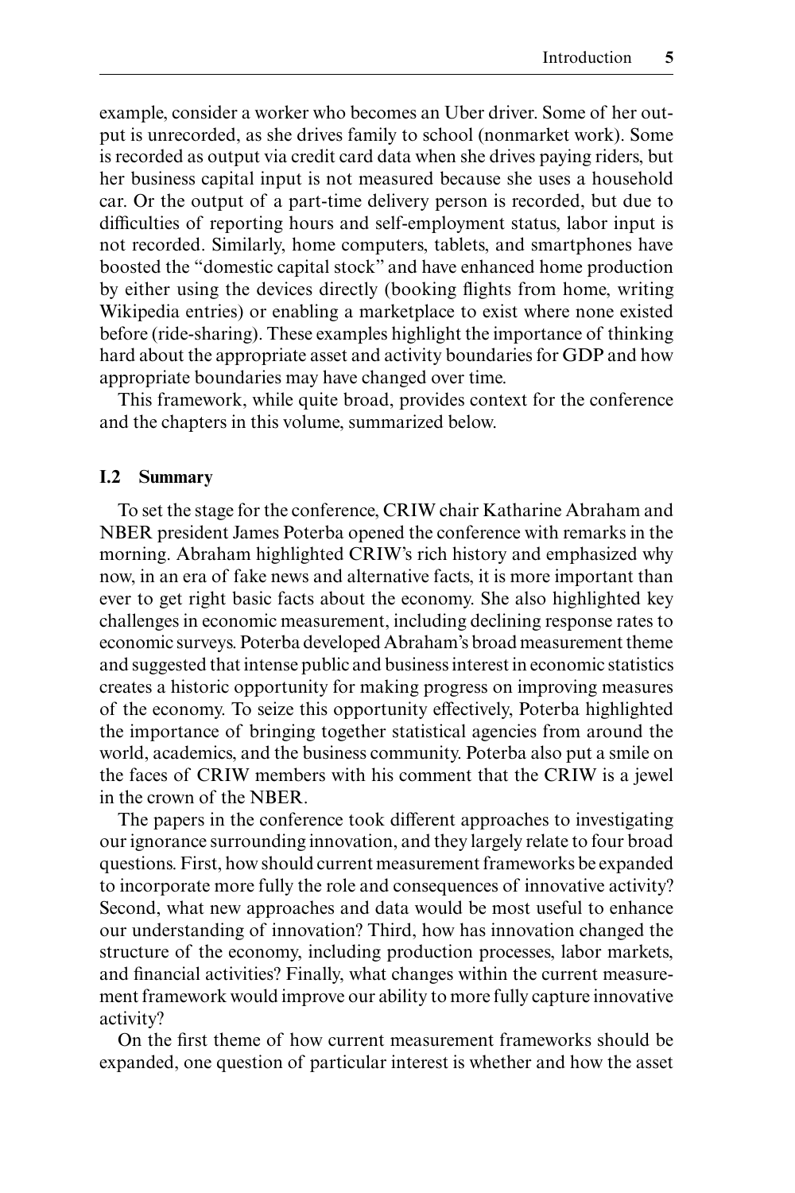example, consider a worker who becomes an Uber driver. Some of her output is unrecorded, as she drives family to school (nonmarket work). Some is recorded as output via credit card data when she drives paying riders, but her business capital input is not measured because she uses a household car. Or the output of a part-time delivery person is recorded, but due to difficulties of reporting hours and self-employment status, labor input is not recorded. Similarly, home computers, tablets, and smartphones have boosted the "domestic capital stock" and have enhanced home production by either using the devices directly (booking flights from home, writing Wikipedia entries) or enabling a marketplace to exist where none existed before (ride-sharing). These examples highlight the importance of thinking hard about the appropriate asset and activity boundaries for GDP and how appropriate boundaries may have changed over time.

This framework, while quite broad, provides context for the conference and the chapters in this volume, summarized below.

## I.2 Summary

To set the stage for the conference, CRIW chair Katharine Abraham and NBER president James Poterba opened the conference with remarks in the morning. Abraham highlighted CRIW's rich history and emphasized why now, in an era of fake news and alternative facts, it is more important than ever to get right basic facts about the economy. She also highlighted key challenges in economic measurement, including declining response rates to economic surveys. Poterba developed Abraham's broad measurement theme and suggested that intense public and business interest in economic statistics creates a historic opportunity for making progress on improving measures of the economy. To seize this opportunity effectively, Poterba highlighted the importance of bringing together statistical agencies from around the world, academics, and the business community. Poterba also put a smile on the faces of CRIW members with his comment that the CRIW is a jewel in the crown of the NBER.

The papers in the conference took different approaches to investigating our ignorance surrounding innovation, and they largely relate to four broad questions. First, how should current measurement frameworks be expanded to incorporate more fully the role and consequences of innovative activity? Second, what new approaches and data would be most useful to enhance our understanding of innovation? Third, how has innovation changed the structure of the economy, including production processes, labor markets, and financial activities? Finally, what changes within the current measurement framework would improve our ability to more fully capture innovative activity?

On the first theme of how current measurement frameworks should be expanded, one question of particular interest is whether and how the asset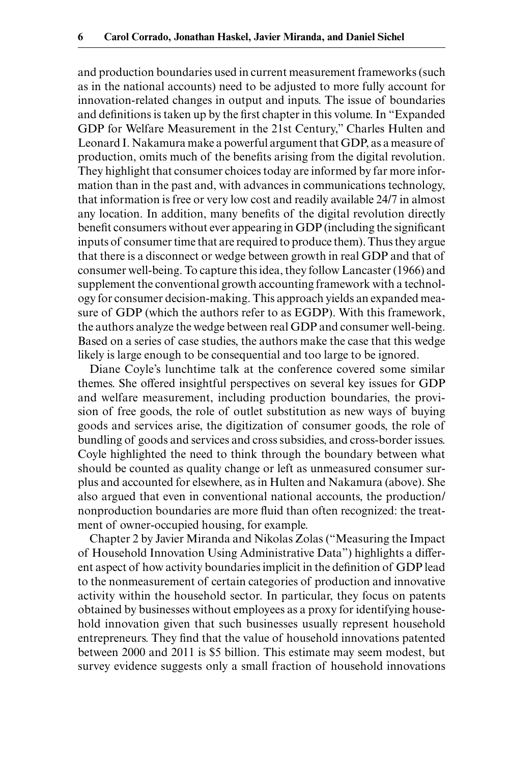and production boundaries used in current measurement frameworks (such as in the national accounts) need to be adjusted to more fully account for innovation-related changes in output and inputs. The issue of boundaries and definitions is taken up by the first chapter in this volume. In "Expanded GDP for Welfare Measurement in the 21st Century," Charles Hulten and Leonard I. Nakamura make a powerful argument that GDP, as a measure of production, omits much of the benefits arising from the digital revolution. They highlight that consumer choices today are informed by far more information than in the past and, with advances in communications technology, that information is free or very low cost and readily available 24/7 in almost any location. In addition, many benefits of the digital revolution directly benefit consumers without ever appearing in GDP (including the significant inputs of consumer time that are required to produce them). Thus they argue that there is a disconnect or wedge between growth in real GDP and that of consumer well-being. To capture this idea, they follow Lancaster (1966) and supplement the conventional growth accounting framework with a technology for consumer decision-making. This approach yields an expanded measure of GDP (which the authors refer to as EGDP). With this framework, the authors analyze the wedge between real GDP and consumer well-being. Based on a series of case studies, the authors make the case that this wedge likely is large enough to be consequential and too large to be ignored.

Diane Coyle's lunchtime talk at the conference covered some similar themes. She offered insightful perspectives on several key issues for GDP and welfare measurement, including production boundaries, the provision of free goods, the role of outlet substitution as new ways of buying goods and services arise, the digitization of consumer goods, the role of bundling of goods and services and cross subsidies, and cross-border issues. Coyle highlighted the need to think through the boundary between what should be counted as quality change or left as unmeasured consumer surplus and accounted for elsewhere, as in Hulten and Nakamura (above). She also argued that even in conventional national accounts, the production/nonproduction boundaries are more fluid than often recognized: the treatment of owner-occupied housing, for example.

Chapter 2 by Javier Miranda and Nikolas Zolas ("Measuring the Impact of Household Innovation Using Administrative Data") highlights a different aspect of how activity boundaries implicit in the definition of GDP lead to the nonmeasurement of certain categories of production and innovative activity within the household sector. In particular, they focus on patents obtained by businesses without employees as a proxy for identifying household innovation given that such businesses usually represent household entrepreneurs. They find that the value of household innovations patented between 2000 and 2011 is $5 billion. This estimate may seem modest, but survey evidence suggests only a small fraction of household innovations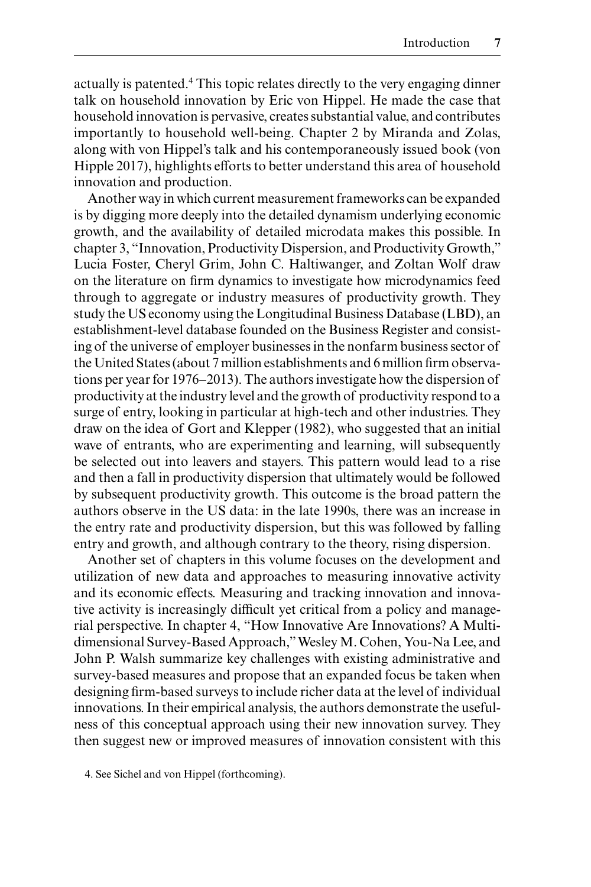actually is patented.[4] This topic relates directly to the very engaging dinner talk on household innovation by Eric von Hippel. He made the case that household innovation is pervasive, creates substantial value, and contributes importantly to household well-being. Chapter 2 by Miranda and Zolas, along with von Hippel's talk and his contemporaneously issued book (von Hipple 2017), highlights efforts to better understand this area of household innovation and production.

Another way in which current measurement frameworks can be expanded is by digging more deeply into the detailed dynamism underlying economic growth, and the availability of detailed microdata makes this possible. In chapter 3, "Innovation, Productivity Dispersion, and Productivity Growth," Lucia Foster, Cheryl Grim, John C. Haltiwanger, and Zoltan Wolf draw on the literature on firm dynamics to investigate how microdynamics feed through to aggregate or industry measures of productivity growth. They study the US economy using the Longitudinal Business Database (LBD), an establishment-level database founded on the Business Register and consisting of the universe of employer businesses in the nonfarm business sector of the United States (about 7 million establishments and 6 million firm observations per year for 1976–2013). The authors investigate how the dispersion of productivity at the industry level and the growth of productivity respond to a surge of entry, looking in particular at high-tech and other industries. They draw on the idea of Gort and Klepper (1982), who suggested that an initial wave of entrants, who are experimenting and learning, will subsequently be selected out into leavers and stayers. This pattern would lead to a rise and then a fall in productivity dispersion that ultimately would be followed by subsequent productivity growth. This outcome is the broad pattern the authors observe in the US data: in the late 1990s, there was an increase in the entry rate and productivity dispersion, but this was followed by falling entry and growth, and although contrary to the theory, rising dispersion.

Another set of chapters in this volume focuses on the development and utilization of new data and approaches to measuring innovative activity and its economic effects. Measuring and tracking innovation and innovative activity is increasingly difficult yet critical from a policy and managerial perspective. In chapter 4, "How Innovative Are Innovations? A Multidimensional Survey-Based Approach," Wesley M. Cohen, You-Na Lee, and John P. Walsh summarize key challenges with existing administrative and survey-based measures and propose that an expanded focus be taken when designing firm-based surveys to include richer data at the level of individual innovations. In their empirical analysis, the authors demonstrate the usefulness of this conceptual approach using their new innovation survey. They then suggest new or improved measures of innovation consistent with this

4. See Sichel and von Hippel (forthcoming).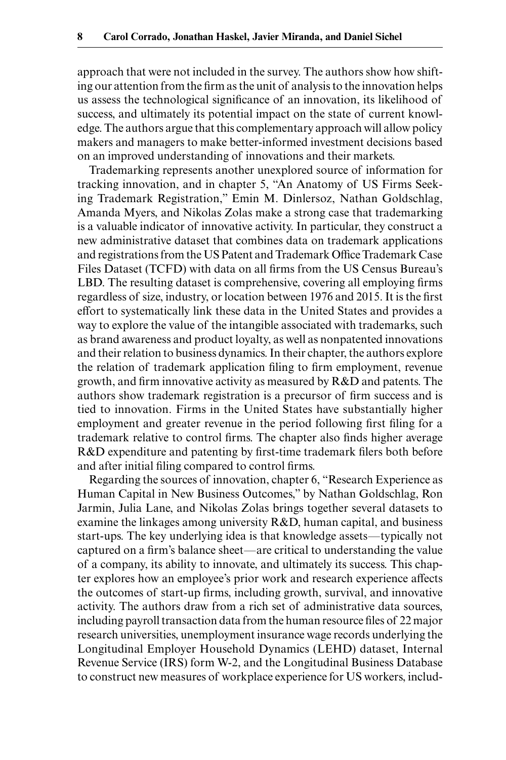approach that were not included in the survey. The authors show how shifting our attention from the firm as the unit of analysis to the innovation helps us assess the technological significance of an innovation, its likelihood of success, and ultimately its potential impact on the state of current knowledge. The authors argue that this complementary approach will allow policy makers and managers to make better-informed investment decisions based on an improved understanding of innovations and their markets.

Trademarking represents another unexplored source of information for tracking innovation, and in chapter 5, "An Anatomy of US Firms Seeking Trademark Registration," Emin M. Dinlersoz, Nathan Goldschlag, Amanda Myers, and Nikolas Zolas make a strong case that trademarking is a valuable indicator of innovative activity. In particular, they construct a new administrative dataset that combines data on trademark applications and registrations from the US Patent and Trademark Office Trademark Case Files Dataset (TCFD) with data on all firms from the US Census Bureau's LBD. The resulting dataset is comprehensive, covering all employing firms regardless of size, industry, or location between 1976 and 2015. It is the first effort to systematically link these data in the United States and provides a way to explore the value of the intangible associated with trademarks, such as brand awareness and product loyalty, as well as nonpatented innovations and their relation to business dynamics. In their chapter, the authors explore the relation of trademark application filing to firm employment, revenue growth, and firm innovative activity as measured by R&D and patents. The authors show trademark registration is a precursor of firm success and is tied to innovation. Firms in the United States have substantially higher employment and greater revenue in the period following first filing for a trademark relative to control firms. The chapter also finds higher average R&D expenditure and patenting by first-time trademark filers both before and after initial filing compared to control firms.

Regarding the sources of innovation, chapter 6, "Research Experience as Human Capital in New Business Outcomes," by Nathan Goldschlag, Ron Jarmin, Julia Lane, and Nikolas Zolas brings together several datasets to examine the linkages among university R&D, human capital, and business start-ups. The key underlying idea is that knowledge assets—typically not captured on a firm's balance sheet—are critical to understanding the value of a company, its ability to innovate, and ultimately its success. This chapter explores how an employee's prior work and research experience affects the outcomes of start-up firms, including growth, survival, and innovative activity. The authors draw from a rich set of administrative data sources, including payroll transaction data from the human resource files of 22 major research universities, unemployment insurance wage records underlying the Longitudinal Employer Household Dynamics (LEHD) dataset, Internal Revenue Service (IRS) form W-2, and the Longitudinal Business Database to construct new measures of workplace experience for US workers, includ-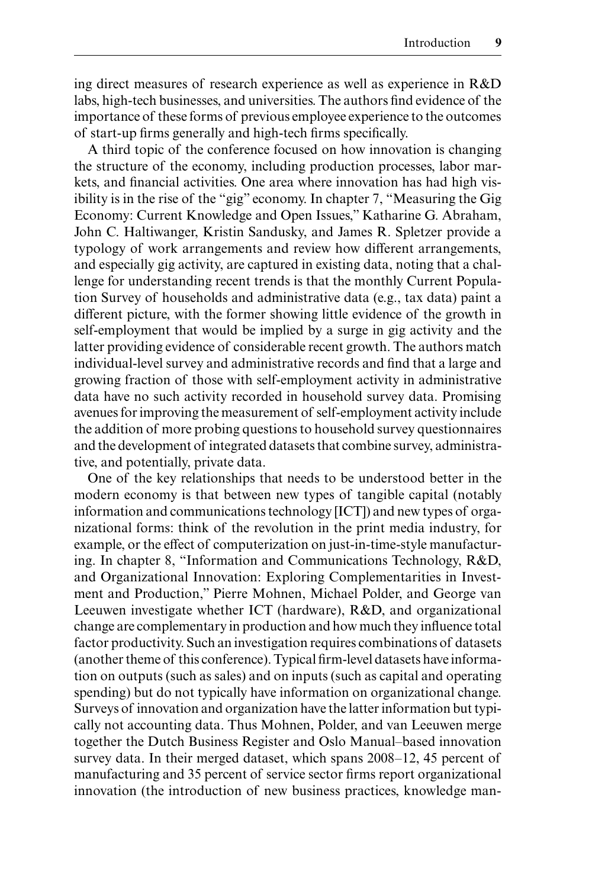ing direct measures of research experience as well as experience in R&D labs, high-tech businesses, and universities. The authors find evidence of the importance of these forms of previous employee experience to the outcomes of start-up firms generally and high-tech firms specifically.

A third topic of the conference focused on how innovation is changing the structure of the economy, including production processes, labor markets, and financial activities. One area where innovation has had high visibility is in the rise of the "gig" economy. In chapter 7, "Measuring the Gig Economy: Current Knowledge and Open Issues," Katharine G. Abraham, John C. Haltiwanger, Kristin Sandusky, and James R. Spletzer provide a typology of work arrangements and review how different arrangements, and especially gig activity, are captured in existing data, noting that a challenge for understanding recent trends is that the monthly Current Population Survey of households and administrative data (e.g., tax data) paint a different picture, with the former showing little evidence of the growth in self-employment that would be implied by a surge in gig activity and the latter providing evidence of considerable recent growth. The authors match individual-level survey and administrative records and find that a large and growing fraction of those with self-employment activity in administrative data have no such activity recorded in household survey data. Promising avenues for improving the measurement of self-employment activity include the addition of more probing questions to household survey questionnaires and the development of integrated datasets that combine survey, administrative, and potentially, private data.

One of the key relationships that needs to be understood better in the modern economy is that between new types of tangible capital (notably information and communications technology [ICT]) and new types of organizational forms: think of the revolution in the print media industry, for example, or the effect of computerization on just-in-time-style manufacturing. In chapter 8, "Information and Communications Technology, R&D, and Organizational Innovation: Exploring Complementarities in Investment and Production," Pierre Mohnen, Michael Polder, and George van Leeuwen investigate whether ICT (hardware), R&D, and organizational change are complementary in production and how much they influence total factor productivity. Such an investigation requires combinations of datasets (another theme of this conference). Typical firm-level datasets have information on outputs (such as sales) and on inputs (such as capital and operating spending) but do not typically have information on organizational change. Surveys of innovation and organization have the latter information but typically not accounting data. Thus Mohnen, Polder, and van Leeuwen merge together the Dutch Business Register and Oslo Manual–based innovation survey data. In their merged dataset, which spans 2008–12, 45 percent of manufacturing and 35 percent of service sector firms report organizational innovation (the introduction of new business practices, knowledge man-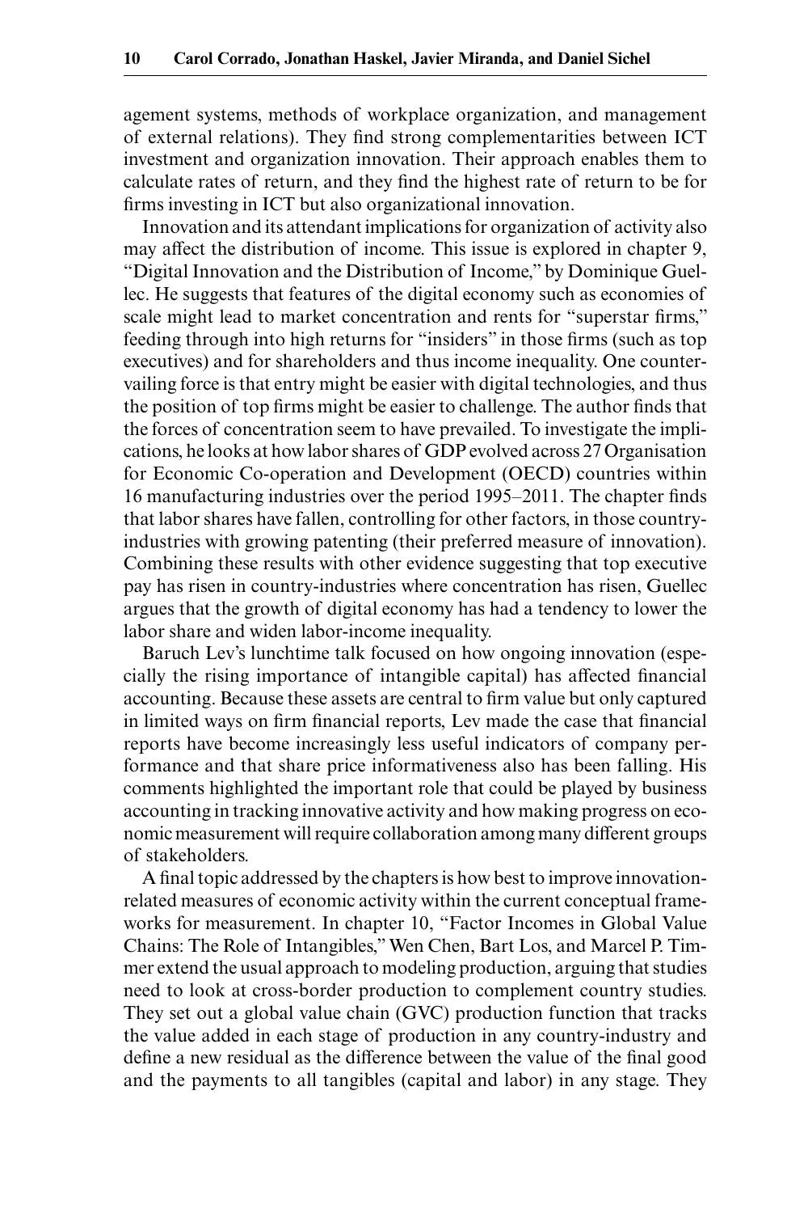agement systems, methods of workplace organization, and management of external relations). They find strong complementarities between ICT investment and organization innovation. Their approach enables them to calculate rates of return, and they find the highest rate of return to be for firms investing in ICT but also organizational innovation.

Innovation and its attendant implications for organization of activity also may affect the distribution of income. This issue is explored in chapter 9, "Digital Innovation and the Distribution of Income," by Dominique Guellec. He suggests that features of the digital economy such as economies of scale might lead to market concentration and rents for "superstar firms," feeding through into high returns for "insiders" in those firms (such as top executives) and for shareholders and thus income inequality. One countervailing force is that entry might be easier with digital technologies, and thus the position of top firms might be easier to challenge. The author finds that the forces of concentration seem to have prevailed. To investigate the implications, he looks at how labor shares of GDP evolved across 27 Organisation for Economic Co-operation and Development (OECD) countries within 16 manufacturing industries over the period 1995–2011. The chapter finds that labor shares have fallen, controlling for other factors, in those country-industries with growing patenting (their preferred measure of innovation). Combining these results with other evidence suggesting that top executive pay has risen in country-industries where concentration has risen, Guellec argues that the growth of digital economy has had a tendency to lower the labor share and widen labor-income inequality.

Baruch Lev's lunchtime talk focused on how ongoing innovation (especially the rising importance of intangible capital) has affected financial accounting. Because these assets are central to firm value but only captured in limited ways on firm financial reports, Lev made the case that financial reports have become increasingly less useful indicators of company performance and that share price informativeness also has been falling. His comments highlighted the important role that could be played by business accounting in tracking innovative activity and how making progress on economic measurement will require collaboration among many different groups of stakeholders.

A final topic addressed by the chapters is how best to improve innovation-related measures of economic activity within the current conceptual frameworks for measurement. In chapter 10, "Factor Incomes in Global Value Chains: The Role of Intangibles," Wen Chen, Bart Los, and Marcel P. Timmer extend the usual approach to modeling production, arguing that studies need to look at cross-border production to complement country studies. They set out a global value chain (GVC) production function that tracks the value added in each stage of production in any country-industry and define a new residual as the difference between the value of the final good and the payments to all tangibles (capital and labor) in any stage. They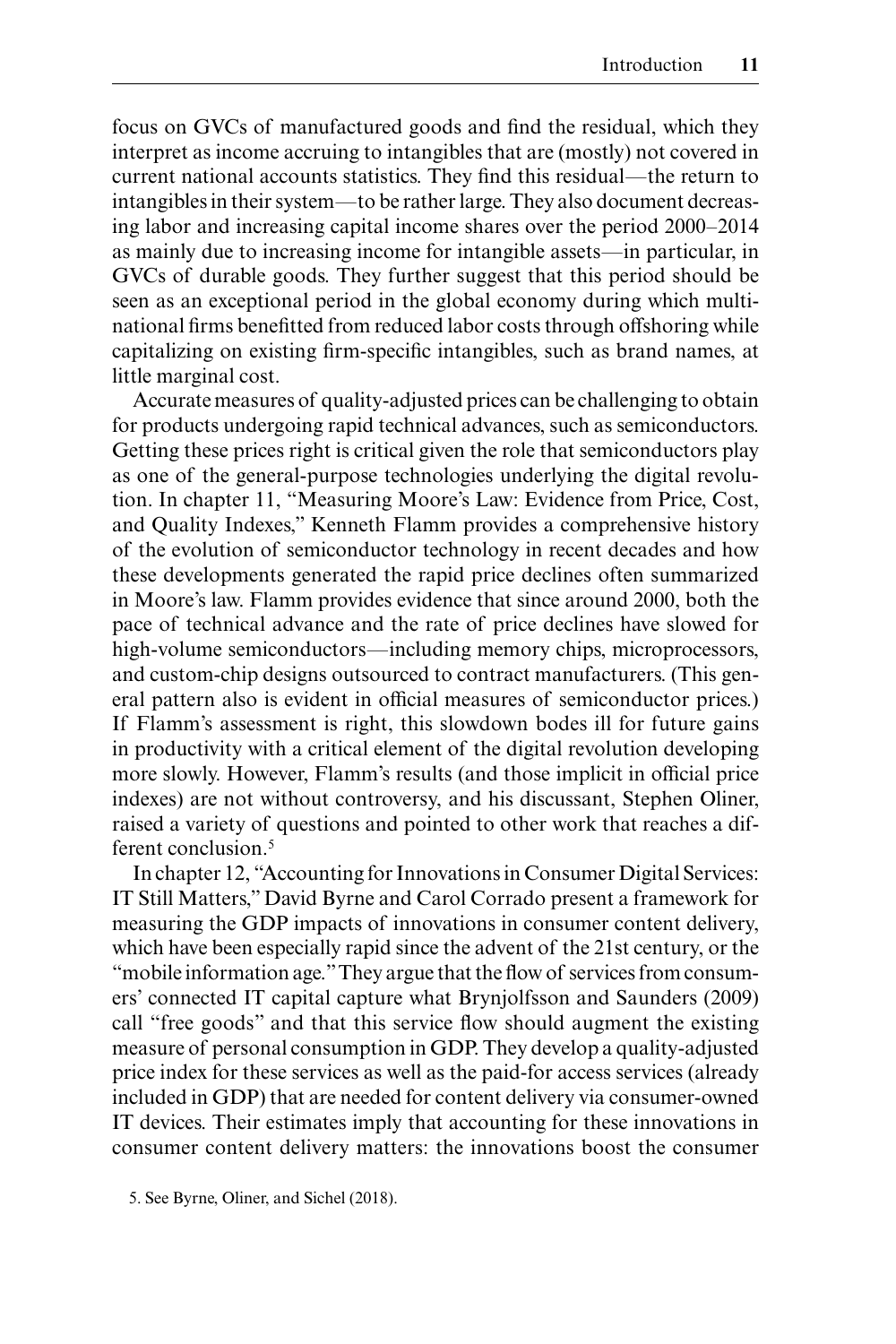focus on GVCs of manufactured goods and find the residual, which they interpret as income accruing to intangibles that are (mostly) not covered in current national accounts statistics. They find this residual—the return to intangibles in their system—to be rather large. They also document decreasing labor and increasing capital income shares over the period 2000–2014 as mainly due to increasing income for intangible assets—in particular, in GVCs of durable goods. They further suggest that this period should be seen as an exceptional period in the global economy during which multinational firms benefitted from reduced labor costs through offshoring while capitalizing on existing firm-specific intangibles, such as brand names, at little marginal cost.

Accurate measures of quality-adjusted prices can be challenging to obtain for products undergoing rapid technical advances, such as semiconductors. Getting these prices right is critical given the role that semiconductors play as one of the general-purpose technologies underlying the digital revolution. In chapter 11, "Measuring Moore's Law: Evidence from Price, Cost, and Quality Indexes," Kenneth Flamm provides a comprehensive history of the evolution of semiconductor technology in recent decades and how these developments generated the rapid price declines often summarized in Moore's law. Flamm provides evidence that since around 2000, both the pace of technical advance and the rate of price declines have slowed for high-volume semiconductors—including memory chips, microprocessors, and custom-chip designs outsourced to contract manufacturers. (This general pattern also is evident in official measures of semiconductor prices.) If Flamm's assessment is right, this slowdown bodes ill for future gains in productivity with a critical element of the digital revolution developing more slowly. However, Flamm's results (and those implicit in official price indexes) are not without controversy, and his discussant, Stephen Oliner, raised a variety of questions and pointed to other work that reaches a different conclusion.[5]

In chapter 12, "Accounting for Innovations in Consumer Digital Services: IT Still Matters," David Byrne and Carol Corrado present a framework for measuring the GDP impacts of innovations in consumer content delivery, which have been especially rapid since the advent of the 21st century, or the "mobile information age." They argue that the flow of services from consumers' connected IT capital capture what Brynjolfsson and Saunders (2009) call "free goods" and that this service flow should augment the existing measure of personal consumption in GDP. They develop a quality-adjusted price index for these services as well as the paid-for access services (already included in GDP) that are needed for content delivery via consumer-owned IT devices. Their estimates imply that accounting for these innovations in consumer content delivery matters: the innovations boost the consumer

5. See Byrne, Oliner, and Sichel (2018).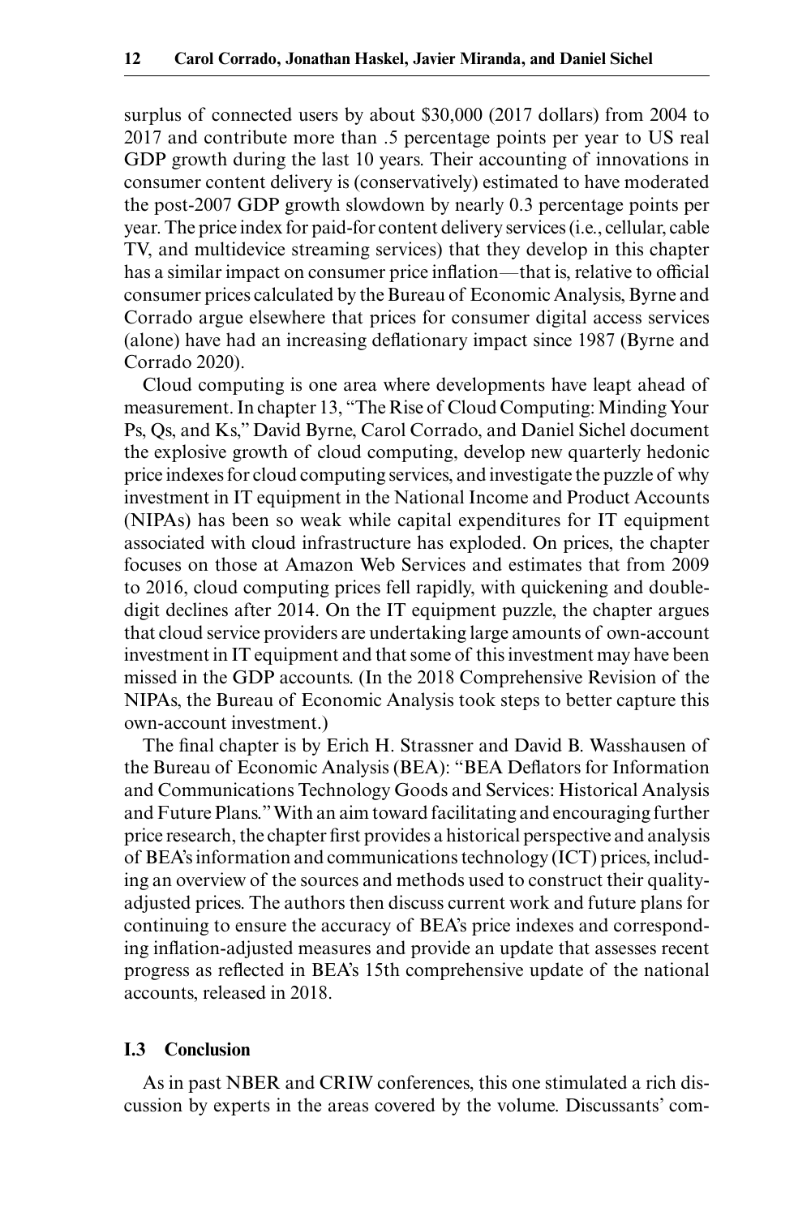surplus of connected users by about \$30,000 (2017 dollars) from 2004 to 2017 and contribute more than .5 percentage points per year to US real GDP growth during the last 10 years. Their accounting of innovations in consumer content delivery is (conservatively) estimated to have moderated the post-2007 GDP growth slowdown by nearly 0.3 percentage points per year. The price index for paid-for content delivery services (i.e., cellular, cable TV, and multidevice streaming services) that they develop in this chapter has a similar impact on consumer price inflation—that is, relative to official consumer prices calculated by the Bureau of Economic Analysis, Byrne and Corrado argue elsewhere that prices for consumer digital access services (alone) have had an increasing deflationary impact since 1987 (Byrne and Corrado 2020).

Cloud computing is one area where developments have leapt ahead of measurement. In chapter 13, "The Rise of Cloud Computing: Minding Your Ps, Qs, and Ks," David Byrne, Carol Corrado, and Daniel Sichel document the explosive growth of cloud computing, develop new quarterly hedonic price indexes for cloud computing services, and investigate the puzzle of why investment in IT equipment in the National Income and Product Accounts (NIPAs) has been so weak while capital expenditures for IT equipment associated with cloud infrastructure has exploded. On prices, the chapter focuses on those at Amazon Web Services and estimates that from 2009 to 2016, cloud computing prices fell rapidly, with quickening and double-digit declines after 2014. On the IT equipment puzzle, the chapter argues that cloud service providers are undertaking large amounts of own-account investment in IT equipment and that some of this investment may have been missed in the GDP accounts. (In the 2018 Comprehensive Revision of the NIPAs, the Bureau of Economic Analysis took steps to better capture this own-account investment.)

The final chapter is by Erich H. Strassner and David B. Wasshausen of the Bureau of Economic Analysis (BEA): "BEA Deflators for Information and Communications Technology Goods and Services: Historical Analysis and Future Plans." With an aim toward facilitating and encouraging further price research, the chapter first provides a historical perspective and analysis of BEA's information and communications technology (ICT) prices, including an overview of the sources and methods used to construct their quality-adjusted prices. The authors then discuss current work and future plans for continuing to ensure the accuracy of BEA's price indexes and corresponding inflation-adjusted measures and provide an update that assesses recent progress as reflected in BEA's 15th comprehensive update of the national accounts, released in 2018.

## I.3 Conclusion

As in past NBER and CRIW conferences, this one stimulated a rich discussion by experts in the areas covered by the volume. Discussants' com-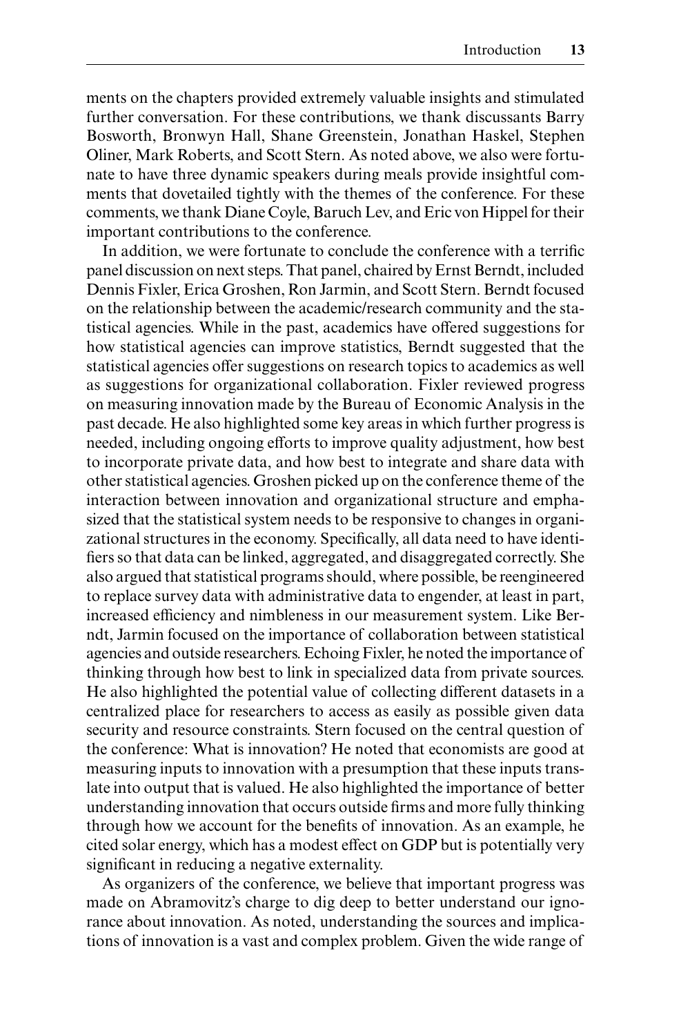ments on the chapters provided extremely valuable insights and stimulated further conversation. For these contributions, we thank discussants Barry Bosworth, Bronwyn Hall, Shane Greenstein, Jonathan Haskel, Stephen Oliner, Mark Roberts, and Scott Stern. As noted above, we also were fortunate to have three dynamic speakers during meals provide insightful comments that dovetailed tightly with the themes of the conference. For these comments, we thank Diane Coyle, Baruch Lev, and Eric von Hippel for their important contributions to the conference.

In addition, we were fortunate to conclude the conference with a terrific panel discussion on next steps. That panel, chaired by Ernst Berndt, included Dennis Fixler, Erica Groshen, Ron Jarmin, and Scott Stern. Berndt focused on the relationship between the academic/research community and the statistical agencies. While in the past, academics have offered suggestions for how statistical agencies can improve statistics, Berndt suggested that the statistical agencies offer suggestions on research topics to academics as well as suggestions for organizational collaboration. Fixler reviewed progress on measuring innovation made by the Bureau of Economic Analysis in the past decade. He also highlighted some key areas in which further progress is needed, including ongoing efforts to improve quality adjustment, how best to incorporate private data, and how best to integrate and share data with other statistical agencies. Groshen picked up on the conference theme of the interaction between innovation and organizational structure and emphasized that the statistical system needs to be responsive to changes in organizational structures in the economy. Specifically, all data need to have identifiers so that data can be linked, aggregated, and disaggregated correctly. She also argued that statistical programs should, where possible, be reengineered to replace survey data with administrative data to engender, at least in part, increased efficiency and nimbleness in our measurement system. Like Berndt, Jarmin focused on the importance of collaboration between statistical agencies and outside researchers. Echoing Fixler, he noted the importance of thinking through how best to link in specialized data from private sources. He also highlighted the potential value of collecting different datasets in a centralized place for researchers to access as easily as possible given data security and resource constraints. Stern focused on the central question of the conference: What is innovation? He noted that economists are good at measuring inputs to innovation with a presumption that these inputs translate into output that is valued. He also highlighted the importance of better understanding innovation that occurs outside firms and more fully thinking through how we account for the benefits of innovation. As an example, he cited solar energy, which has a modest effect on GDP but is potentially very significant in reducing a negative externality.

As organizers of the conference, we believe that important progress was made on Abramovitz's charge to dig deep to better understand our ignorance about innovation. As noted, understanding the sources and implications of innovation is a vast and complex problem. Given the wide range of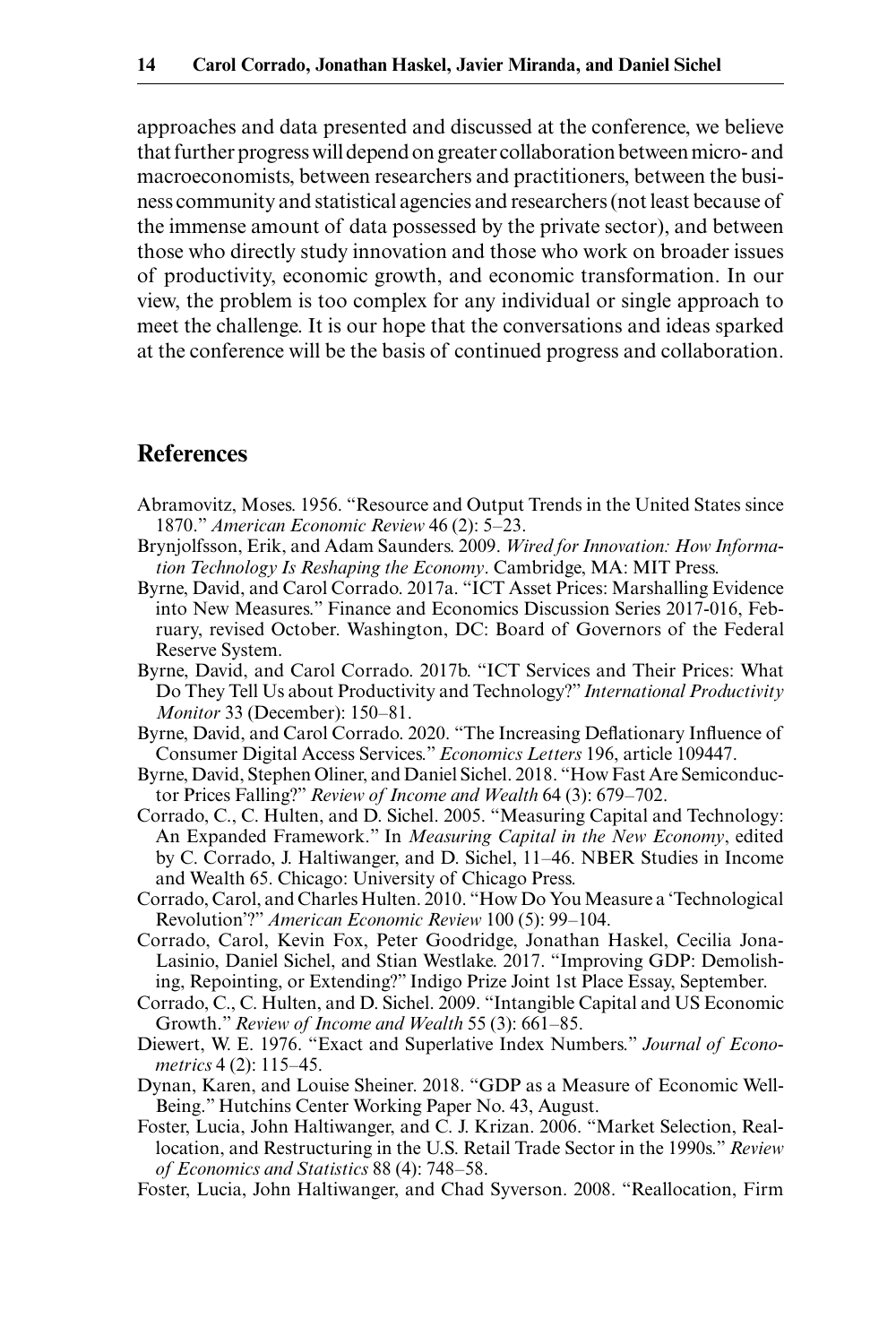approaches and data presented and discussed at the conference, we believe that further progress will depend on greater collaboration between micro- and macroeconomists, between researchers and practitioners, between the business community and statistical agencies and researchers (not least because of the immense amount of data possessed by the private sector), and between those who directly study innovation and those who work on broader issues of productivity, economic growth, and economic transformation. In our view, the problem is too complex for any individual or single approach to meet the challenge. It is our hope that the conversations and ideas sparked at the conference will be the basis of continued progress and collaboration.

## References

Abramovitz, Moses. 1956. "Resource and Output Trends in the United States since 1870." *American Economic Review* 46 (2): 5–23.

Brynjolfsson, Erik, and Adam Saunders. 2009. *Wired for Innovation: How Information Technology Is Reshaping the Economy*. Cambridge, MA: MIT Press.

Byrne, David, and Carol Corrado. 2017a. "ICT Asset Prices: Marshalling Evidence into New Measures." Finance and Economics Discussion Series 2017-016, February, revised October. Washington, DC: Board of Governors of the Federal Reserve System.

Byrne, David, and Carol Corrado. 2017b. "ICT Services and Their Prices: What Do They Tell Us about Productivity and Technology?" *International Productivity Monitor* 33 (December): 150–81.

Byrne, David, and Carol Corrado. 2020. "The Increasing Deflationary Influence of Consumer Digital Access Services." *Economics Letters* 196, article 109447.

Byrne, David, Stephen Oliner, and Daniel Sichel. 2018. "How Fast Are Semiconductor Prices Falling?" *Review of Income and Wealth* 64 (3): 679–702.

Corrado, C., C. Hulten, and D. Sichel. 2005. "Measuring Capital and Technology: An Expanded Framework." In *Measuring Capital in the New Economy*, edited by C. Corrado, J. Haltiwanger, and D. Sichel, 11–46. NBER Studies in Income and Wealth 65. Chicago: University of Chicago Press.

Corrado, Carol, and Charles Hulten. 2010. "How Do You Measure a 'Technological Revolution'?" *American Economic Review* 100 (5): 99–104.

Corrado, Carol, Kevin Fox, Peter Goodridge, Jonathan Haskel, Cecilia Jona-Lasinio, Daniel Sichel, and Stian Westlake. 2017. "Improving GDP: Demolishing, Repointing, or Extending?" Indigo Prize Joint 1st Place Essay, September.

Corrado, C., C. Hulten, and D. Sichel. 2009. "Intangible Capital and US Economic Growth." *Review of Income and Wealth* 55 (3): 661–85.

Diewert, W. E. 1976. "Exact and Superlative Index Numbers." *Journal of Econometrics* 4 (2): 115–45.

Dynan, Karen, and Louise Sheiner. 2018. "GDP as a Measure of Economic Well-Being." Hutchins Center Working Paper No. 43, August.

Foster, Lucia, John Haltiwanger, and C. J. Krizan. 2006. "Market Selection, Reallocation, and Restructuring in the U.S. Retail Trade Sector in the 1990s." *Review of Economics and Statistics* 88 (4): 748–58.

Foster, Lucia, John Haltiwanger, and Chad Syverson. 2008. "Reallocation, Firm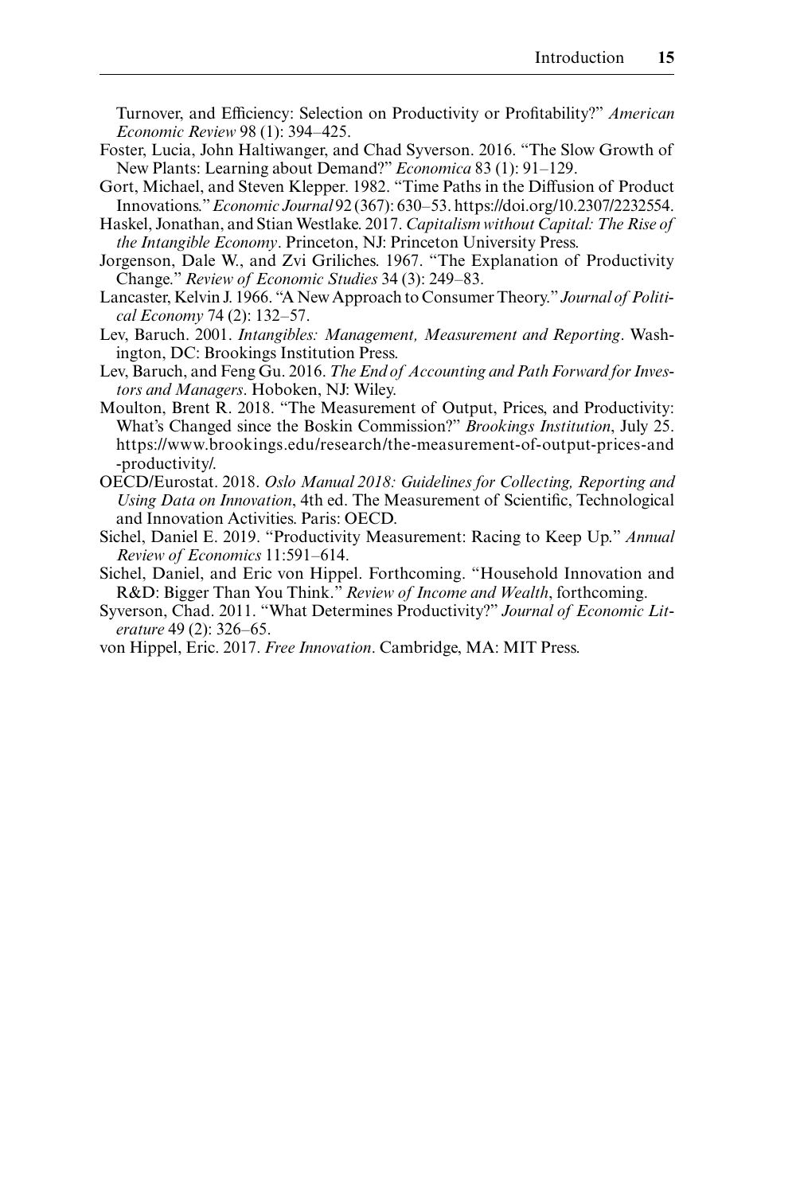Turnover, and Efficiency: Selection on Productivity or Profitability?" *American Economic Review* 98 (1): 394–425.

Foster, Lucia, John Haltiwanger, and Chad Syverson. 2016. "The Slow Growth of New Plants: Learning about Demand?" *Economica* 83 (1): 91–129.

Gort, Michael, and Steven Klepper. 1982. "Time Paths in the Diffusion of Product Innovations." *Economic Journal* 92 (367): 630–53. https://doi.org/10.2307/2232554.

Haskel, Jonathan, and Stian Westlake. 2017. *Capitalism without Capital: The Rise of the Intangible Economy*. Princeton, NJ: Princeton University Press.

Jorgenson, Dale W., and Zvi Griliches. 1967. "The Explanation of Productivity Change." *Review of Economic Studies* 34 (3): 249–83.

Lancaster, Kelvin J. 1966. "A New Approach to Consumer Theory." *Journal of Political Economy* 74 (2): 132–57.

Lev, Baruch. 2001. *Intangibles: Management, Measurement and Reporting*. Washington, DC: Brookings Institution Press.

Lev, Baruch, and Feng Gu. 2016. *The End of Accounting and Path Forward for Investors and Managers*. Hoboken, NJ: Wiley.

Moulton, Brent R. 2018. "The Measurement of Output, Prices, and Productivity: What's Changed since the Boskin Commission?" *Brookings Institution*, July 25. https://www.brookings.edu/research/the-measurement-of-output-prices-and-productivity/.

OECD/Eurostat. 2018. *Oslo Manual 2018: Guidelines for Collecting, Reporting and Using Data on Innovation*, 4th ed. The Measurement of Scientific, Technological and Innovation Activities. Paris: OECD.

Sichel, Daniel E. 2019. "Productivity Measurement: Racing to Keep Up." *Annual Review of Economics* 11:591–614.

Sichel, Daniel, and Eric von Hippel. Forthcoming. "Household Innovation and R&D: Bigger Than You Think." *Review of Income and Wealth*, forthcoming.

Syverson, Chad. 2011. "What Determines Productivity?" *Journal of Economic Literature* 49 (2): 326–65.

von Hippel, Eric. 2017. *Free Innovation*. Cambridge, MA: MIT Press.